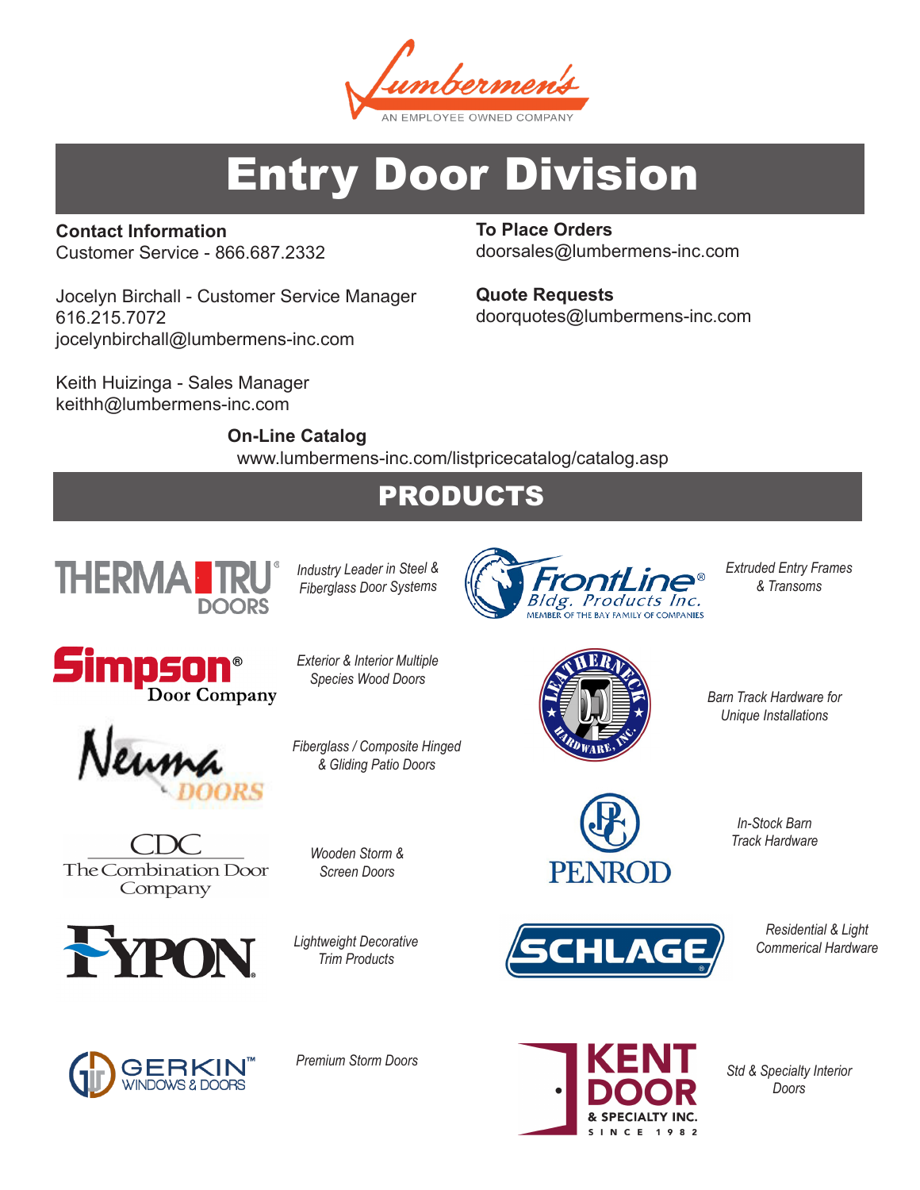Lumbermen's

AN EMPLOYEE OWNED COMPANY

# Entry Door Division

**Contact Information**
Customer Service - 866.687.2332

Jocelyn Birchall - Customer Service Manager
616.215.7072
jocelynbirchall@lumbermens-inc.com

Keith Huizinga - Sales Manager
keithh@lumbermens-inc.com

**To Place Orders**
doorsales@lumbermens-inc.com

**Quote Requests**
doorquotes@lumbermens-inc.com

**On-Line Catalog**
www.lumbermens-inc.com/listpricecatalog/catalog.asp

## PRODUCTS

THERMA TRU DOORS — *Industry Leader in Steel & Fiberglass Door Systems*

Simpson Door Company — *Exterior & Interior Multiple Species Wood Doors*

Neuma DOORS — *Fiberglass / Composite Hinged & Gliding Patio Doors*

CDC The Combination Door Company — *Wooden Storm & Screen Doors*

FYPON — *Lightweight Decorative Trim Products*

GERKIN WINDOWS & DOORS — *Premium Storm Doors*

FrontLine Bldg. Products Inc. (Member of the Bay Family of Companies) — *Extruded Entry Frames & Transoms*

Leatherneck Hardware, Inc. — *Barn Track Hardware for Unique Installations*

PENROD — *In-Stock Barn Track Hardware*

SCHLAGE — *Residential & Light Commerical Hardware*

KENT DOOR & SPECIALTY INC. SINCE 1982 — *Std & Specialty Interior Doors*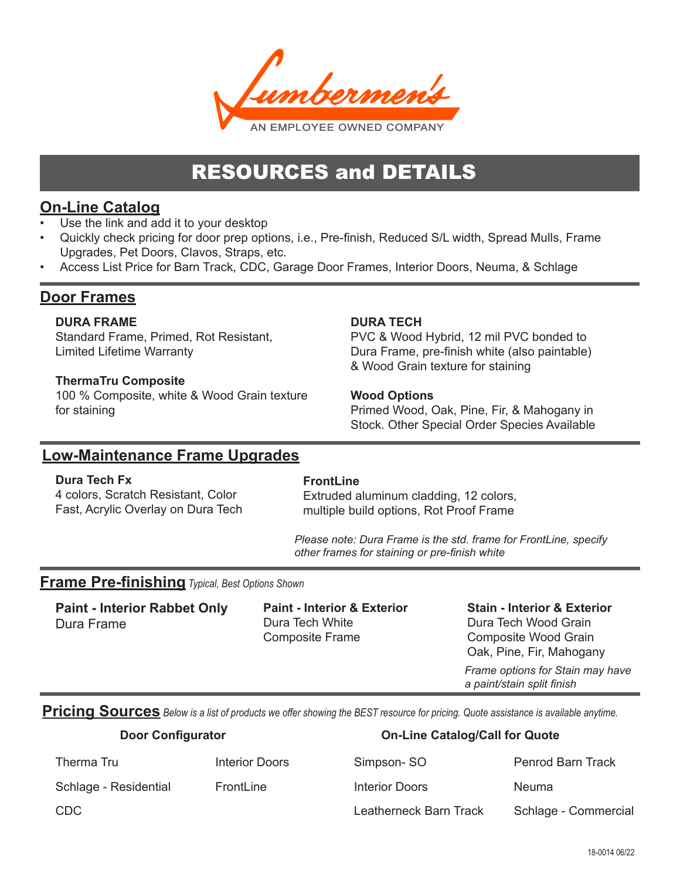Lumbermen's

AN EMPLOYEE OWNED COMPANY

# RESOURCES and DETAILS

## On-Line Catalog

- Use the link and add it to your desktop
- Quickly check pricing for door prep options, i.e., Pre-finish, Reduced S/L width, Spread Mulls, Frame Upgrades, Pet Doors, Clavos, Straps, etc.
- Access List Price for Barn Track, CDC, Garage Door Frames, Interior Doors, Neuma, & Schlage

## Door Frames

**DURA FRAME**
Standard Frame, Primed, Rot Resistant, Limited Lifetime Warranty

**ThermaTru Composite**
100 % Composite, white & Wood Grain texture for staining

**DURA TECH**
PVC & Wood Hybrid, 12 mil PVC bonded to Dura Frame, pre-finish white (also paintable) & Wood Grain texture for staining

**Wood Options**
Primed Wood, Oak, Pine, Fir, & Mahogany in Stock. Other Special Order Species Available

## Low-Maintenance Frame Upgrades

**Dura Tech Fx**
4 colors, Scratch Resistant, Color Fast, Acrylic Overlay on Dura Tech

**FrontLine**
Extruded aluminum cladding, 12 colors, multiple build options, Rot Proof Frame

*Please note: Dura Frame is the std. frame for FrontLine, specify other frames for staining or pre-finish white*

## Frame Pre-finishing *Typical, Best Options Shown*

**Paint - Interior Rabbet Only**
Dura Frame

**Paint - Interior & Exterior**
Dura Tech White
Composite Frame

**Stain - Interior & Exterior**
Dura Tech Wood Grain
Composite Wood Grain
Oak, Pine, Fir, Mahogany

*Frame options for Stain may have a paint/stain split finish*

## Pricing Sources *Below is a list of products we offer showing the BEST resource for pricing. Quote assistance is available anytime.*

| Door Configurator | | On-Line Catalog/Call for Quote | |
|---|---|---|---|
| Therma Tru | Interior Doors | Simpson- SO | Penrod Barn Track |
| Schlage - Residential | FrontLine | Interior Doors | Neuma |
| CDC | | Leatherneck Barn Track | Schlage - Commercial |

18-0014 06/22